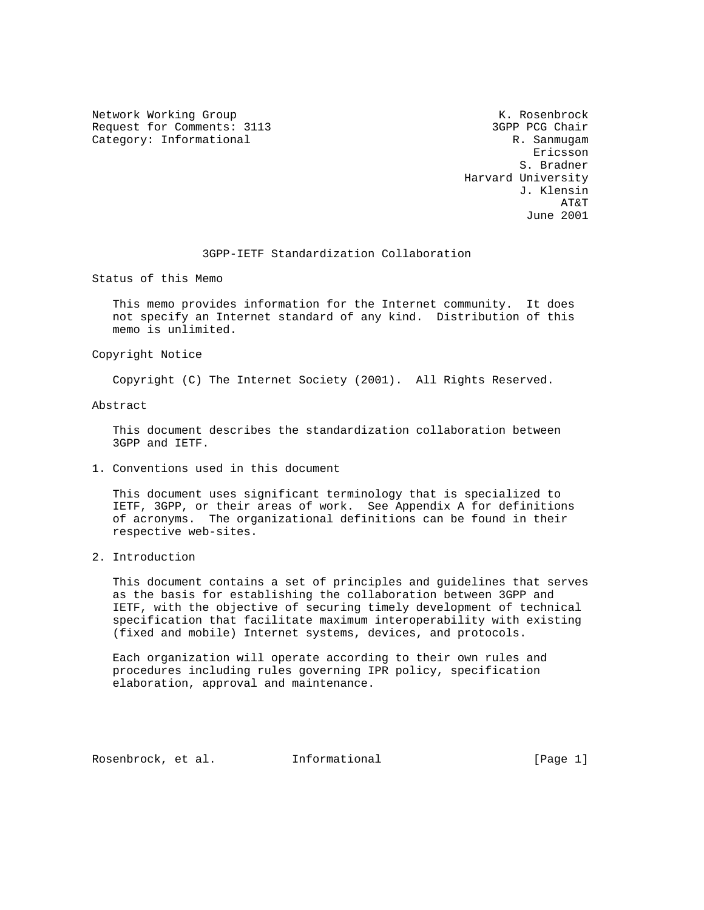Network Working Group
Request for Comments: 3113
Category: Informational

K. Rosenbrock
3GPP PCG Chair
R. Sanmugam
Ericsson
S. Bradner
Harvard University
J. Klensin
AT&T
June 2001

# 3GPP-IETF Standardization Collaboration

## Status of this Memo

This memo provides information for the Internet community. It does not specify an Internet standard of any kind. Distribution of this memo is unlimited.

## Copyright Notice

Copyright (C) The Internet Society (2001). All Rights Reserved.

## Abstract

This document describes the standardization collaboration between 3GPP and IETF.

## 1. Conventions used in this document

This document uses significant terminology that is specialized to IETF, 3GPP, or their areas of work. See Appendix A for definitions of acronyms. The organizational definitions can be found in their respective web-sites.

## 2. Introduction

This document contains a set of principles and guidelines that serves as the basis for establishing the collaboration between 3GPP and IETF, with the objective of securing timely development of technical specification that facilitate maximum interoperability with existing (fixed and mobile) Internet systems, devices, and protocols.

Each organization will operate according to their own rules and procedures including rules governing IPR policy, specification elaboration, approval and maintenance.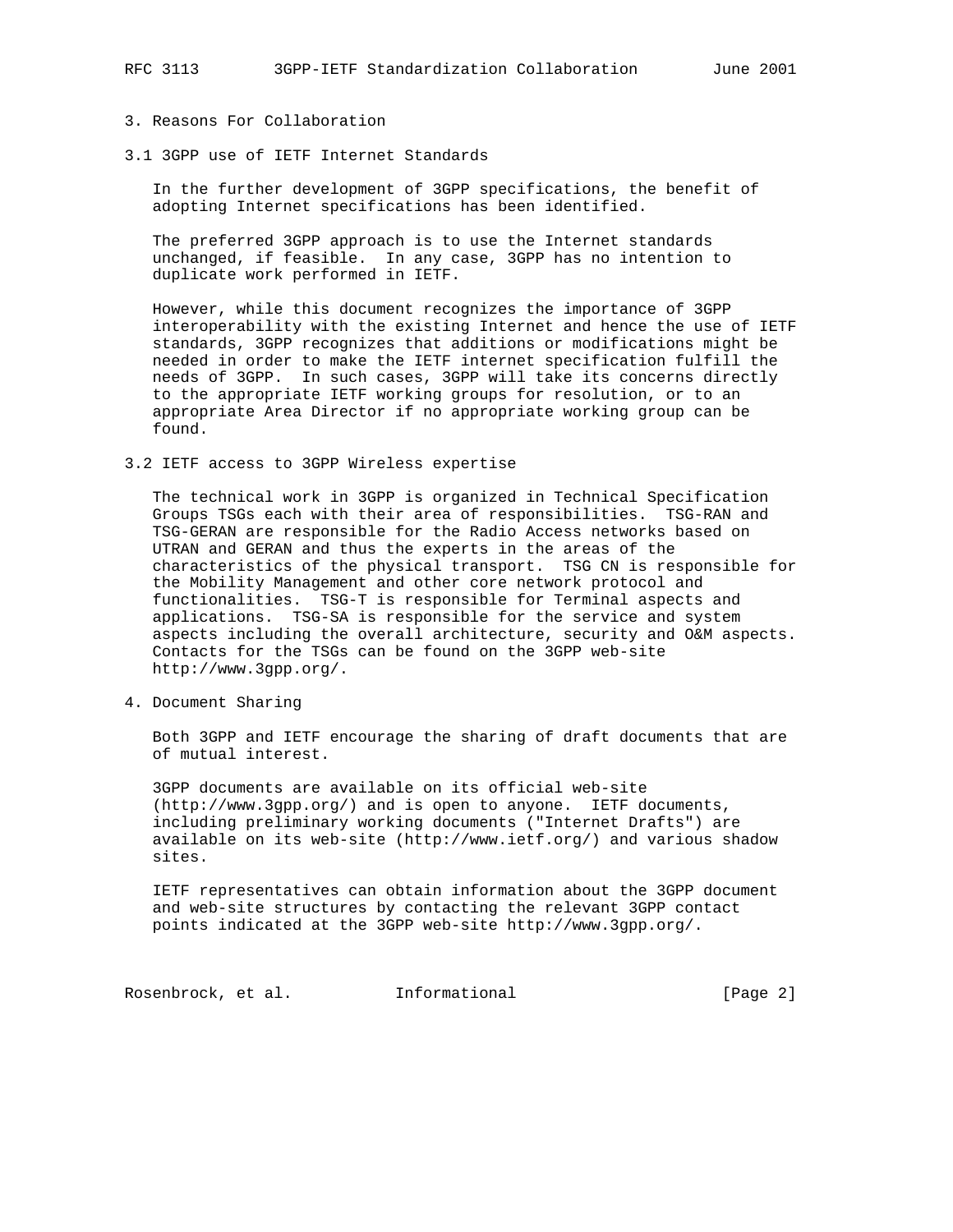## 3. Reasons For Collaboration

### 3.1 3GPP use of IETF Internet Standards

In the further development of 3GPP specifications, the benefit of adopting Internet specifications has been identified.

The preferred 3GPP approach is to use the Internet standards unchanged, if feasible. In any case, 3GPP has no intention to duplicate work performed in IETF.

However, while this document recognizes the importance of 3GPP interoperability with the existing Internet and hence the use of IETF standards, 3GPP recognizes that additions or modifications might be needed in order to make the IETF internet specification fulfill the needs of 3GPP. In such cases, 3GPP will take its concerns directly to the appropriate IETF working groups for resolution, or to an appropriate Area Director if no appropriate working group can be found.

### 3.2 IETF access to 3GPP Wireless expertise

The technical work in 3GPP is organized in Technical Specification Groups TSGs each with their area of responsibilities. TSG-RAN and TSG-GERAN are responsible for the Radio Access networks based on UTRAN and GERAN and thus the experts in the areas of the characteristics of the physical transport. TSG CN is responsible for the Mobility Management and other core network protocol and functionalities. TSG-T is responsible for Terminal aspects and applications. TSG-SA is responsible for the service and system aspects including the overall architecture, security and O&M aspects. Contacts for the TSGs can be found on the 3GPP web-site http://www.3gpp.org/.

## 4. Document Sharing

Both 3GPP and IETF encourage the sharing of draft documents that are of mutual interest.

3GPP documents are available on its official web-site (http://www.3gpp.org/) and is open to anyone. IETF documents, including preliminary working documents ("Internet Drafts") are available on its web-site (http://www.ietf.org/) and various shadow sites.

IETF representatives can obtain information about the 3GPP document and web-site structures by contacting the relevant 3GPP contact points indicated at the 3GPP web-site http://www.3gpp.org/.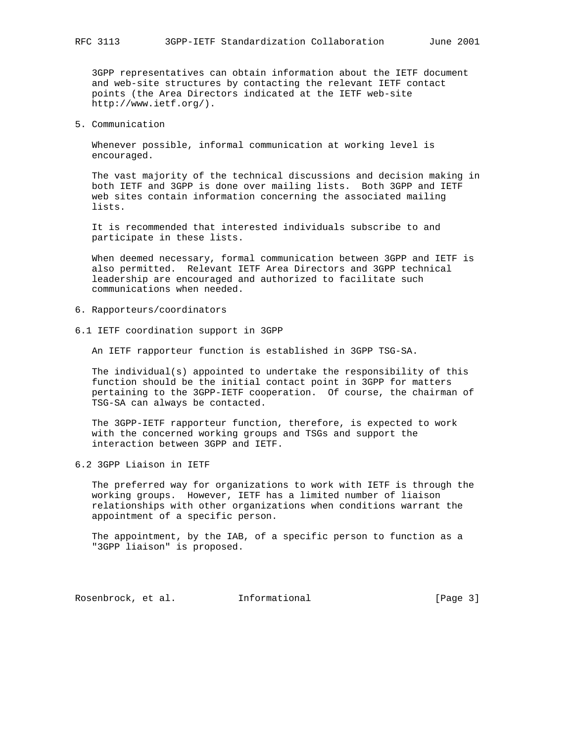3GPP representatives can obtain information about the IETF document and web-site structures by contacting the relevant IETF contact points (the Area Directors indicated at the IETF web-site http://www.ietf.org/).

## 5. Communication

Whenever possible, informal communication at working level is encouraged.

The vast majority of the technical discussions and decision making in both IETF and 3GPP is done over mailing lists. Both 3GPP and IETF web sites contain information concerning the associated mailing lists.

It is recommended that interested individuals subscribe to and participate in these lists.

When deemed necessary, formal communication between 3GPP and IETF is also permitted. Relevant IETF Area Directors and 3GPP technical leadership are encouraged and authorized to facilitate such communications when needed.

## 6. Rapporteurs/coordinators

### 6.1 IETF coordination support in 3GPP

An IETF rapporteur function is established in 3GPP TSG-SA.

The individual(s) appointed to undertake the responsibility of this function should be the initial contact point in 3GPP for matters pertaining to the 3GPP-IETF cooperation. Of course, the chairman of TSG-SA can always be contacted.

The 3GPP-IETF rapporteur function, therefore, is expected to work with the concerned working groups and TSGs and support the interaction between 3GPP and IETF.

### 6.2 3GPP Liaison in IETF

The preferred way for organizations to work with IETF is through the working groups. However, IETF has a limited number of liaison relationships with other organizations when conditions warrant the appointment of a specific person.

The appointment, by the IAB, of a specific person to function as a "3GPP liaison" is proposed.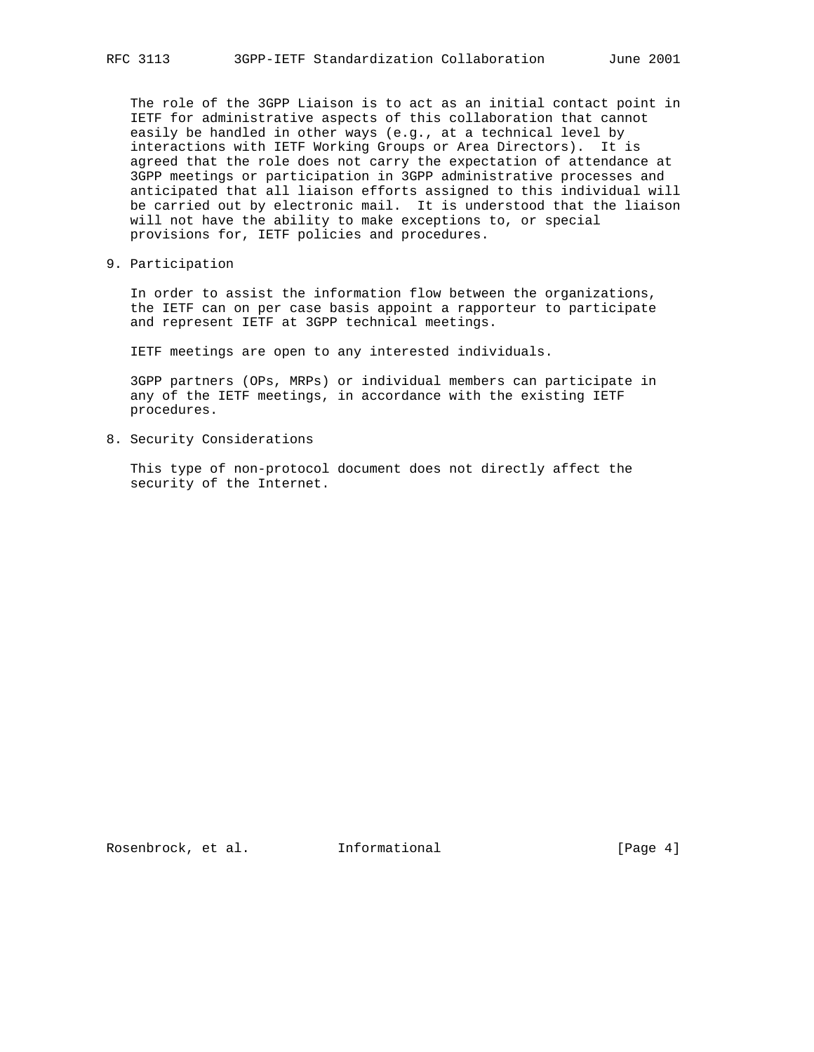The role of the 3GPP Liaison is to act as an initial contact point in IETF for administrative aspects of this collaboration that cannot easily be handled in other ways (e.g., at a technical level by interactions with IETF Working Groups or Area Directors). It is agreed that the role does not carry the expectation of attendance at 3GPP meetings or participation in 3GPP administrative processes and anticipated that all liaison efforts assigned to this individual will be carried out by electronic mail. It is understood that the liaison will not have the ability to make exceptions to, or special provisions for, IETF policies and procedures.

## 9. Participation

In order to assist the information flow between the organizations, the IETF can on per case basis appoint a rapporteur to participate and represent IETF at 3GPP technical meetings.

IETF meetings are open to any interested individuals.

3GPP partners (OPs, MRPs) or individual members can participate in any of the IETF meetings, in accordance with the existing IETF procedures.

## 8. Security Considerations

This type of non-protocol document does not directly affect the security of the Internet.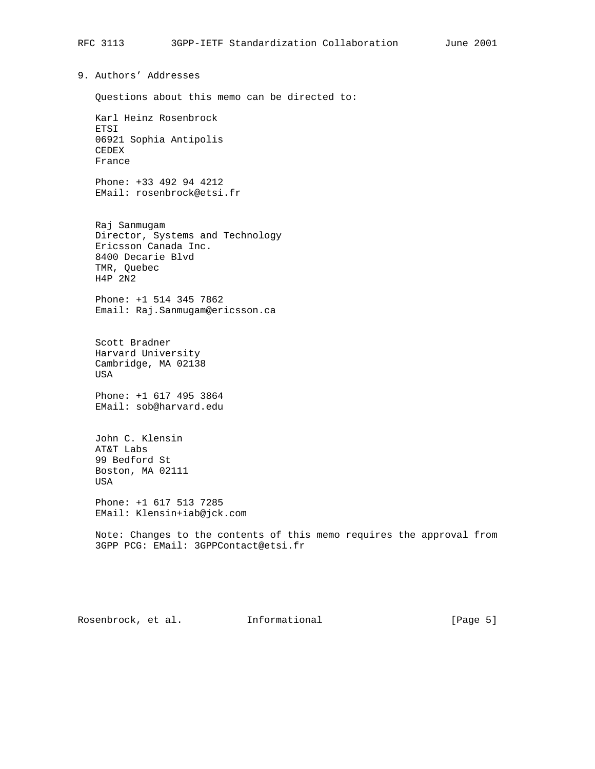## 9. Authors' Addresses

Questions about this memo can be directed to:

Karl Heinz Rosenbrock
ETSI
06921 Sophia Antipolis
CEDEX
France

Phone: +33 492 94 4212
EMail: rosenbrock@etsi.fr

Raj Sanmugam
Director, Systems and Technology
Ericsson Canada Inc.
8400 Decarie Blvd
TMR, Quebec
H4P 2N2

Phone: +1 514 345 7862
Email: Raj.Sanmugam@ericsson.ca

Scott Bradner
Harvard University
Cambridge, MA 02138
USA

Phone: +1 617 495 3864
EMail: sob@harvard.edu

John C. Klensin
AT&T Labs
99 Bedford St
Boston, MA 02111
USA

Phone: +1 617 513 7285
EMail: Klensin+iab@jck.com

Note: Changes to the contents of this memo requires the approval from 3GPP PCG: EMail: 3GPPContact@etsi.fr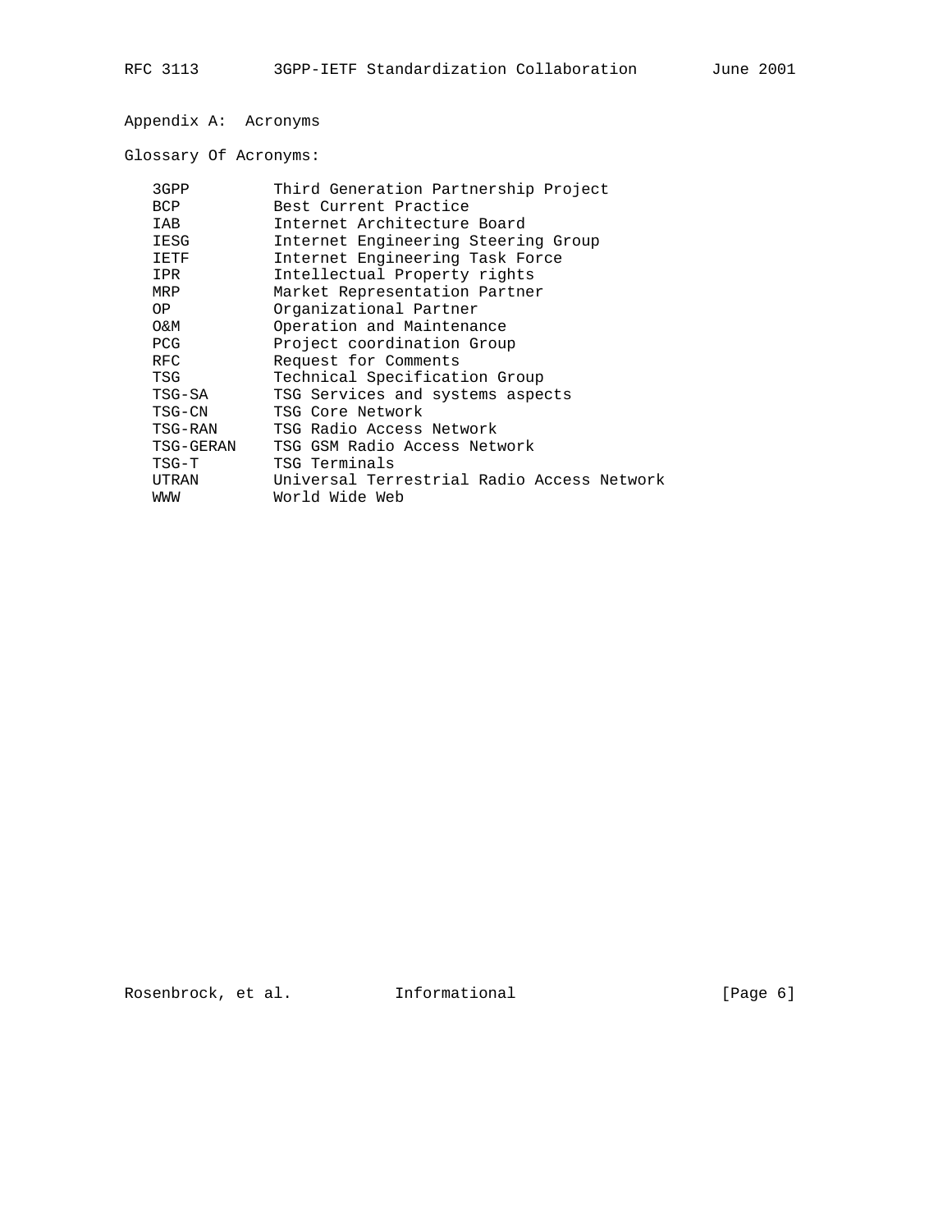## Appendix A:  Acronyms

Glossary Of Acronyms:

| Acronym | Meaning |
| --- | --- |
| 3GPP | Third Generation Partnership Project |
| BCP | Best Current Practice |
| IAB | Internet Architecture Board |
| IESG | Internet Engineering Steering Group |
| IETF | Internet Engineering Task Force |
| IPR | Intellectual Property rights |
| MRP | Market Representation Partner |
| OP | Organizational Partner |
| O&M | Operation and Maintenance |
| PCG | Project coordination Group |
| RFC | Request for Comments |
| TSG | Technical Specification Group |
| TSG-SA | TSG Services and systems aspects |
| TSG-CN | TSG Core Network |
| TSG-RAN | TSG Radio Access Network |
| TSG-GERAN | TSG GSM Radio Access Network |
| TSG-T | TSG Terminals |
| UTRAN | Universal Terrestrial Radio Access Network |
| WWW | World Wide Web |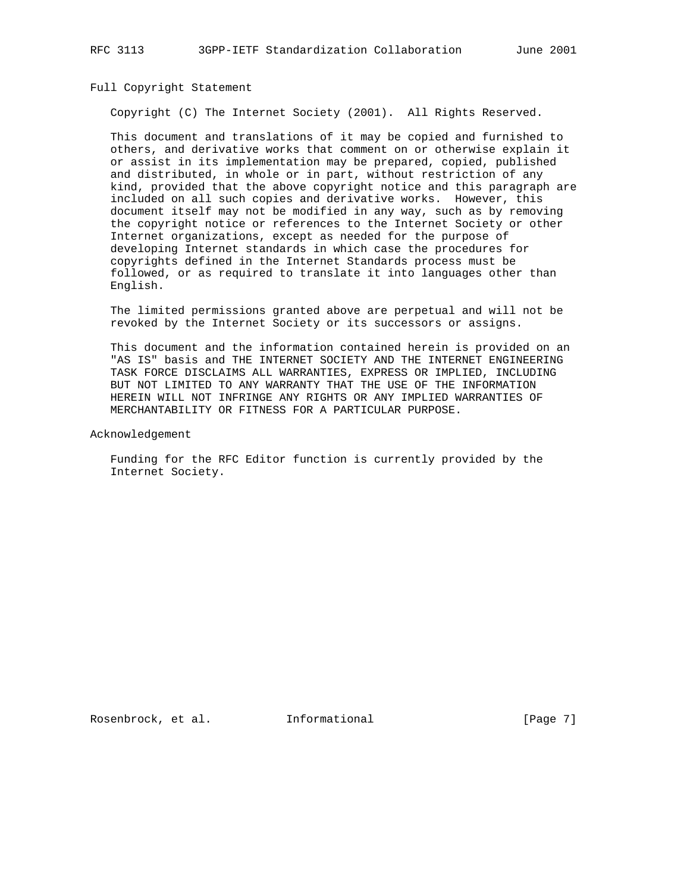## Full Copyright Statement

Copyright (C) The Internet Society (2001). All Rights Reserved.

This document and translations of it may be copied and furnished to others, and derivative works that comment on or otherwise explain it or assist in its implementation may be prepared, copied, published and distributed, in whole or in part, without restriction of any kind, provided that the above copyright notice and this paragraph are included on all such copies and derivative works. However, this document itself may not be modified in any way, such as by removing the copyright notice or references to the Internet Society or other Internet organizations, except as needed for the purpose of developing Internet standards in which case the procedures for copyrights defined in the Internet Standards process must be followed, or as required to translate it into languages other than English.

The limited permissions granted above are perpetual and will not be revoked by the Internet Society or its successors or assigns.

This document and the information contained herein is provided on an "AS IS" basis and THE INTERNET SOCIETY AND THE INTERNET ENGINEERING TASK FORCE DISCLAIMS ALL WARRANTIES, EXPRESS OR IMPLIED, INCLUDING BUT NOT LIMITED TO ANY WARRANTY THAT THE USE OF THE INFORMATION HEREIN WILL NOT INFRINGE ANY RIGHTS OR ANY IMPLIED WARRANTIES OF MERCHANTABILITY OR FITNESS FOR A PARTICULAR PURPOSE.

## Acknowledgement

Funding for the RFC Editor function is currently provided by the Internet Society.